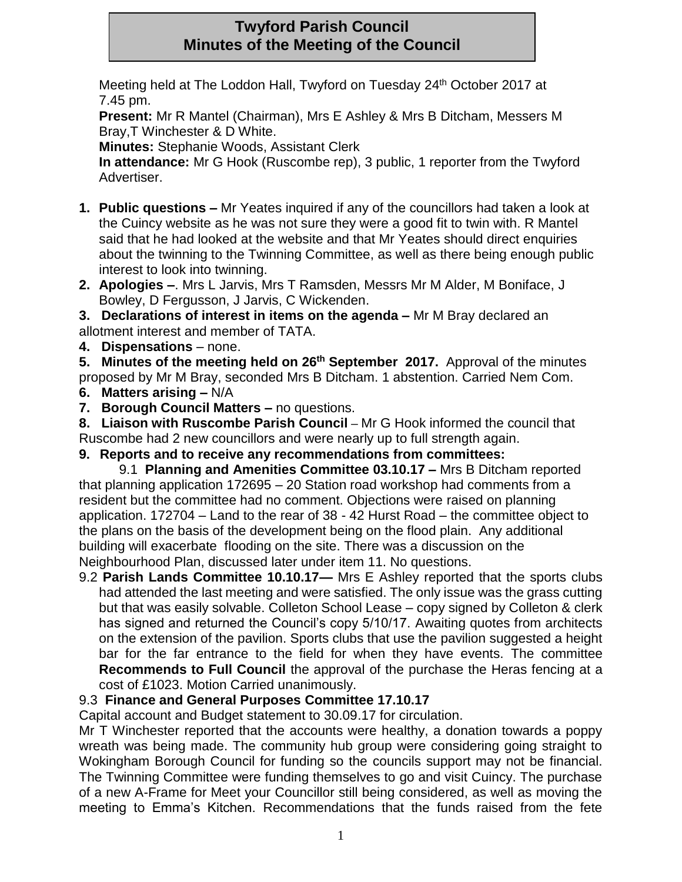# Twyford Parish Council
# Minutes of the Meeting of the Council

Meeting held at The Loddon Hall, Twyford on Tuesday 24th October 2017 at 7.45 pm.

**Present:** Mr R Mantel (Chairman), Mrs E Ashley & Mrs B Ditcham, Messers M Bray,T Winchester & D White.

**Minutes:** Stephanie Woods, Assistant Clerk

**In attendance:** Mr G Hook (Ruscombe rep), 3 public, 1 reporter from the Twyford Advertiser.

1. **Public questions –** Mr Yeates inquired if any of the councillors had taken a look at the Cuincy website as he was not sure they were a good fit to twin with. R Mantel said that he had looked at the website and that Mr Yeates should direct enquiries about the twinning to the Twinning Committee, as well as there being enough public interest to look into twinning.
2. **Apologies –**. Mrs L Jarvis, Mrs T Ramsden, Messrs Mr M Alder, M Boniface, J Bowley, D Fergusson, J Jarvis, C Wickenden.
3. **Declarations of interest in items on the agenda –** Mr M Bray declared an allotment interest and member of TATA.
4. **Dispensations** – none.
5. **Minutes of the meeting held on 26th September 2017.** Approval of the minutes proposed by Mr M Bray, seconded Mrs B Ditcham. 1 abstention. Carried Nem Com.
6. **Matters arising –** N/A
7. **Borough Council Matters –** no questions.
8. **Liaison with Ruscombe Parish Council** – Mr G Hook informed the council that Ruscombe had 2 new councillors and were nearly up to full strength again.
9. **Reports and to receive any recommendations from committees:**

9.1 **Planning and Amenities Committee 03.10.17 –** Mrs B Ditcham reported that planning application 172695 – 20 Station road workshop had comments from a resident but the committee had no comment. Objections were raised on planning application. 172704 – Land to the rear of 38 - 42 Hurst Road – the committee object to the plans on the basis of the development being on the flood plain. Any additional building will exacerbate flooding on the site. There was a discussion on the Neighbourhood Plan, discussed later under item 11. No questions.

9.2 **Parish Lands Committee 10.10.17—** Mrs E Ashley reported that the sports clubs had attended the last meeting and were satisfied. The only issue was the grass cutting but that was easily solvable. Colleton School Lease – copy signed by Colleton & clerk has signed and returned the Council's copy 5/10/17. Awaiting quotes from architects on the extension of the pavilion. Sports clubs that use the pavilion suggested a height bar for the far entrance to the field for when they have events. The committee **Recommends to Full Council** the approval of the purchase the Heras fencing at a cost of £1023. Motion Carried unanimously.

9.3 **Finance and General Purposes Committee 17.10.17**

Capital account and Budget statement to 30.09.17 for circulation.

Mr T Winchester reported that the accounts were healthy, a donation towards a poppy wreath was being made. The community hub group were considering going straight to Wokingham Borough Council for funding so the councils support may not be financial. The Twinning Committee were funding themselves to go and visit Cuincy. The purchase of a new A-Frame for Meet your Councillor still being considered, as well as moving the meeting to Emma's Kitchen. Recommendations that the funds raised from the fete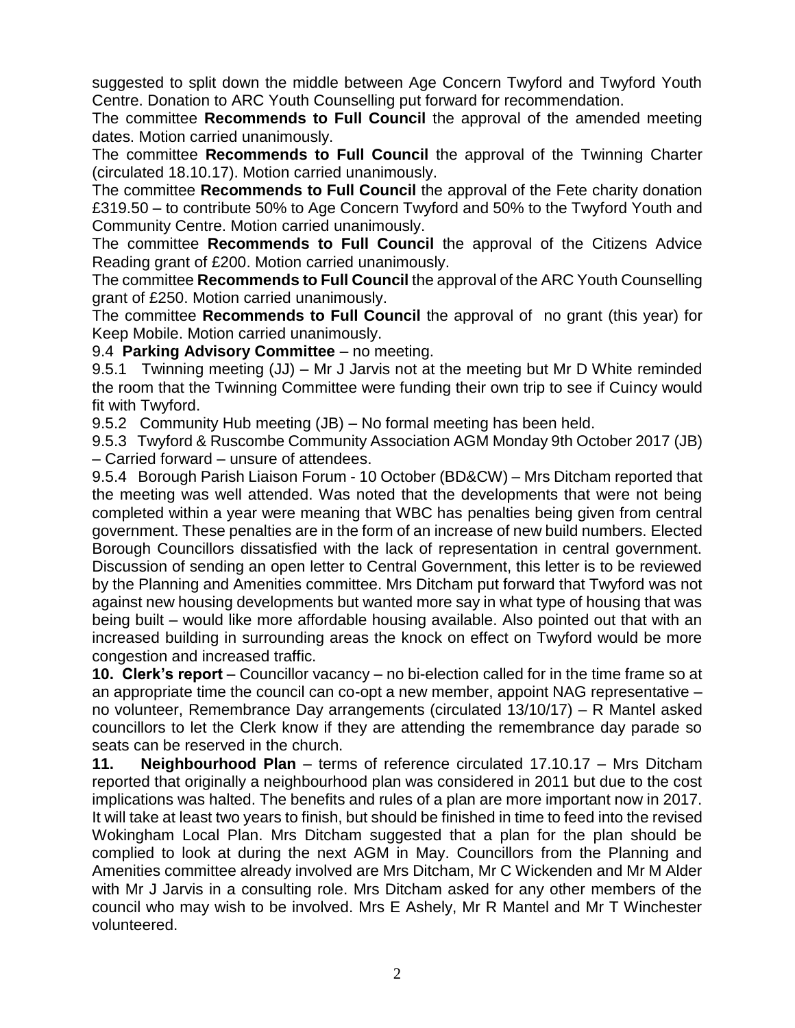suggested to split down the middle between Age Concern Twyford and Twyford Youth Centre. Donation to ARC Youth Counselling put forward for recommendation.

The committee **Recommends to Full Council** the approval of the amended meeting dates. Motion carried unanimously.

The committee **Recommends to Full Council** the approval of the Twinning Charter (circulated 18.10.17). Motion carried unanimously.

The committee **Recommends to Full Council** the approval of the Fete charity donation £319.50 – to contribute 50% to Age Concern Twyford and 50% to the Twyford Youth and Community Centre. Motion carried unanimously.

The committee **Recommends to Full Council** the approval of the Citizens Advice Reading grant of £200. Motion carried unanimously.

The committee **Recommends to Full Council** the approval of the ARC Youth Counselling grant of £250. Motion carried unanimously.

The committee **Recommends to Full Council** the approval of no grant (this year) for Keep Mobile. Motion carried unanimously.

9.4 **Parking Advisory Committee** – no meeting.

9.5.1 Twinning meeting (JJ) – Mr J Jarvis not at the meeting but Mr D White reminded the room that the Twinning Committee were funding their own trip to see if Cuincy would fit with Twyford.

9.5.2 Community Hub meeting (JB) – No formal meeting has been held.

9.5.3 Twyford & Ruscombe Community Association AGM Monday 9th October 2017 (JB) – Carried forward – unsure of attendees.

9.5.4 Borough Parish Liaison Forum - 10 October (BD&CW) – Mrs Ditcham reported that the meeting was well attended. Was noted that the developments that were not being completed within a year were meaning that WBC has penalties being given from central government. These penalties are in the form of an increase of new build numbers. Elected Borough Councillors dissatisfied with the lack of representation in central government. Discussion of sending an open letter to Central Government, this letter is to be reviewed by the Planning and Amenities committee. Mrs Ditcham put forward that Twyford was not against new housing developments but wanted more say in what type of housing that was being built – would like more affordable housing available. Also pointed out that with an increased building in surrounding areas the knock on effect on Twyford would be more congestion and increased traffic.

**10. Clerk's report** – Councillor vacancy – no bi-election called for in the time frame so at an appropriate time the council can co-opt a new member, appoint NAG representative – no volunteer, Remembrance Day arrangements (circulated 13/10/17) – R Mantel asked councillors to let the Clerk know if they are attending the remembrance day parade so seats can be reserved in the church.

**11. Neighbourhood Plan** – terms of reference circulated 17.10.17 – Mrs Ditcham reported that originally a neighbourhood plan was considered in 2011 but due to the cost implications was halted. The benefits and rules of a plan are more important now in 2017. It will take at least two years to finish, but should be finished in time to feed into the revised Wokingham Local Plan. Mrs Ditcham suggested that a plan for the plan should be complied to look at during the next AGM in May. Councillors from the Planning and Amenities committee already involved are Mrs Ditcham, Mr C Wickenden and Mr M Alder with Mr J Jarvis in a consulting role. Mrs Ditcham asked for any other members of the council who may wish to be involved. Mrs E Ashely, Mr R Mantel and Mr T Winchester volunteered.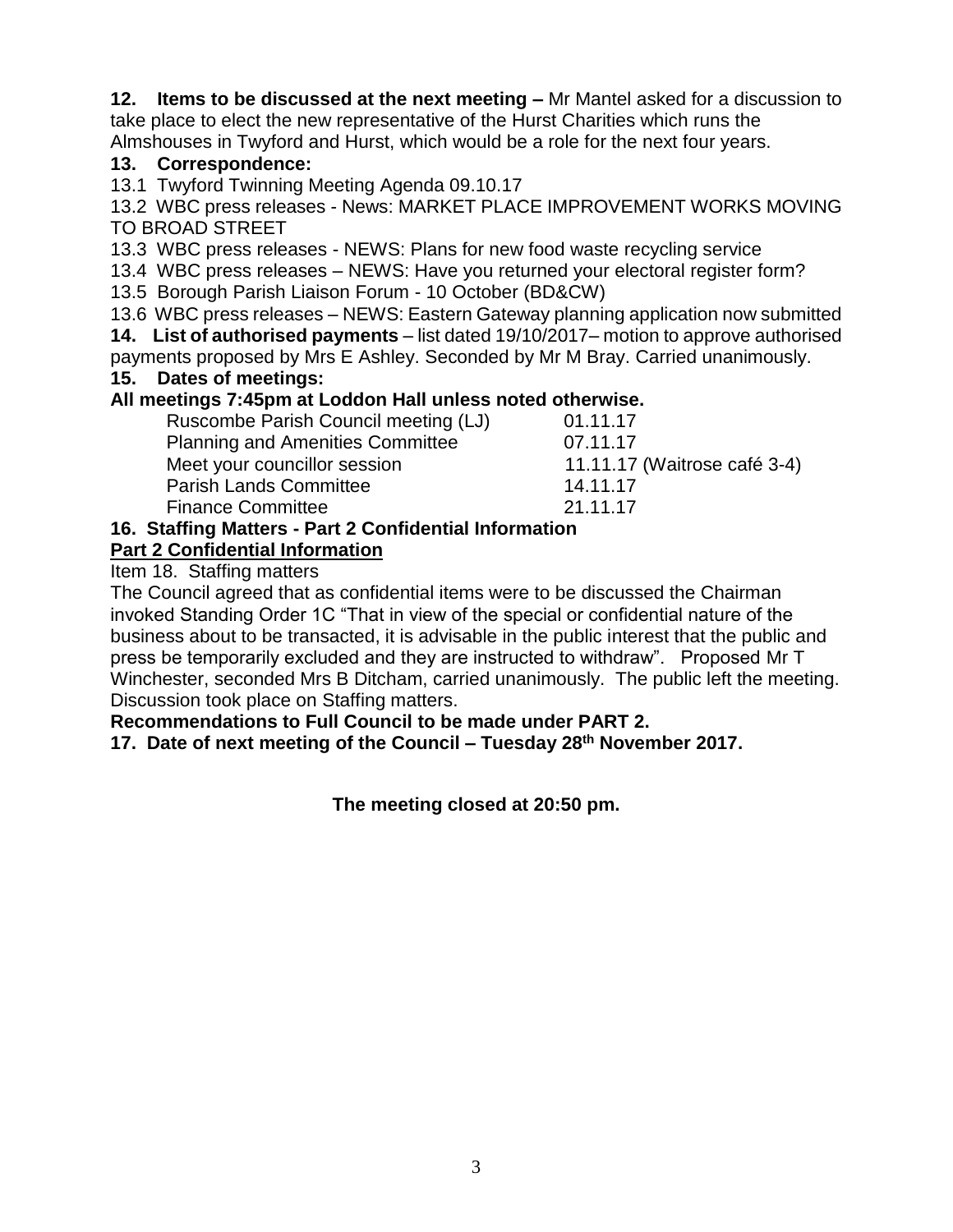**12. Items to be discussed at the next meeting –** Mr Mantel asked for a discussion to take place to elect the new representative of the Hurst Charities which runs the Almshouses in Twyford and Hurst, which would be a role for the next four years.

**13. Correspondence:**

13.1 Twyford Twinning Meeting Agenda 09.10.17

13.2 WBC press releases - News: MARKET PLACE IMPROVEMENT WORKS MOVING TO BROAD STREET

13.3 WBC press releases - NEWS: Plans for new food waste recycling service

13.4 WBC press releases – NEWS: Have you returned your electoral register form?

13.5 Borough Parish Liaison Forum - 10 October (BD&CW)

13.6 WBC press releases – NEWS: Eastern Gateway planning application now submitted

**14. List of authorised payments** – list dated 19/10/2017– motion to approve authorised payments proposed by Mrs E Ashley. Seconded by Mr M Bray. Carried unanimously.

**15. Dates of meetings:**

**All meetings 7:45pm at Loddon Hall unless noted otherwise.**

| | |
|---|---|
| Ruscombe Parish Council meeting (LJ) | 01.11.17 |
| Planning and Amenities Committee | 07.11.17 |
| Meet your councillor session | 11.11.17 (Waitrose café 3-4) |
| Parish Lands Committee | 14.11.17 |
| Finance Committee | 21.11.17 |

**16. Staffing Matters - Part 2 Confidential Information**

**<u>Part 2 Confidential Information</u>**

Item 18. Staffing matters

The Council agreed that as confidential items were to be discussed the Chairman invoked Standing Order 1C "That in view of the special or confidential nature of the business about to be transacted, it is advisable in the public interest that the public and press be temporarily excluded and they are instructed to withdraw". Proposed Mr T Winchester, seconded Mrs B Ditcham, carried unanimously. The public left the meeting. Discussion took place on Staffing matters.

**Recommendations to Full Council to be made under PART 2.**

**17. Date of next meeting of the Council – Tuesday 28th November 2017.**

**The meeting closed at 20:50 pm.**